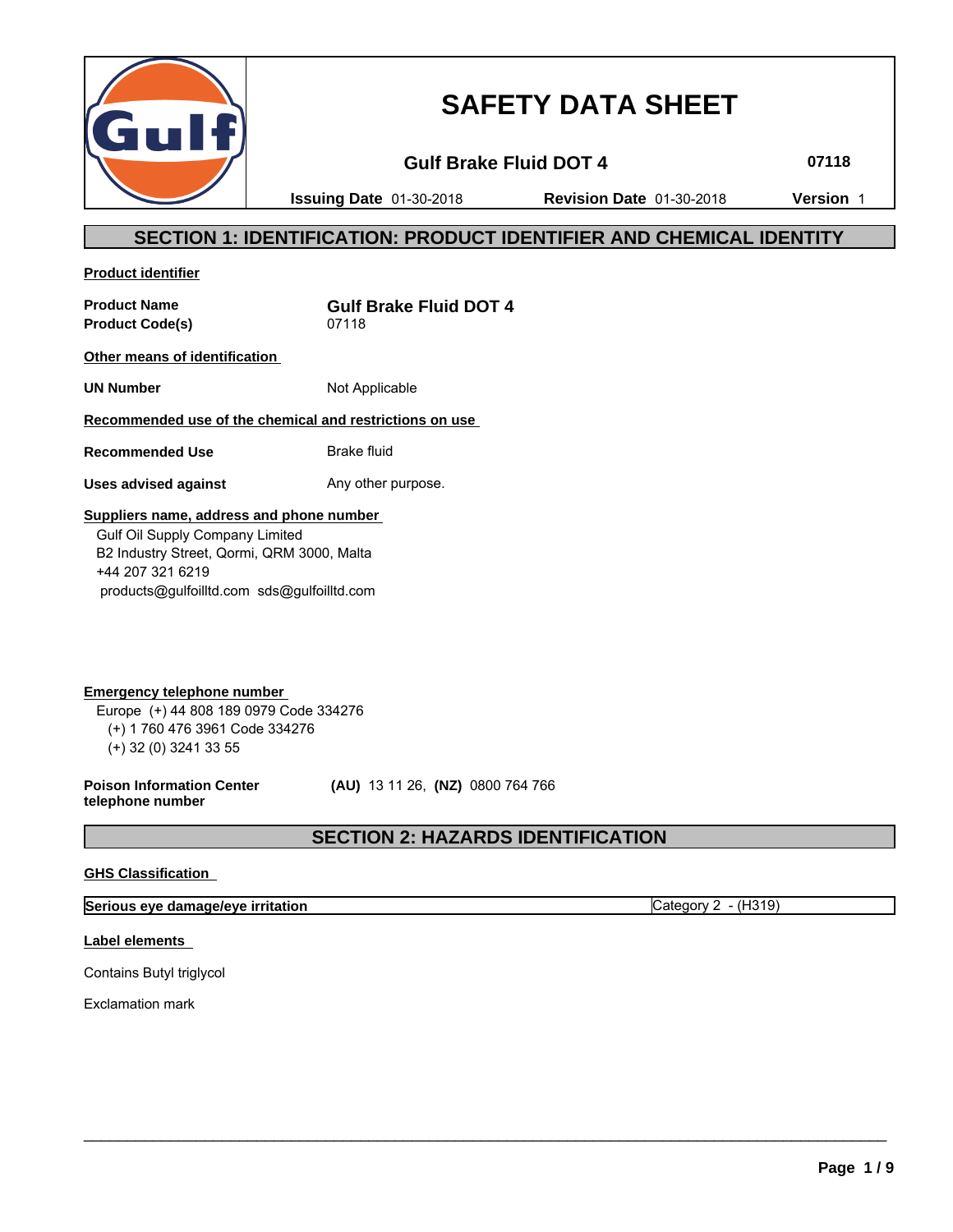# SAFETY DATA SHEET

**Gulf Brake Fluid DOT 4** **07118**

**Issuing Date** 01-30-2018 **Revision Date** 01-30-2018 **Version** 1

## SECTION 1: IDENTIFICATION: PRODUCT IDENTIFIER AND CHEMICAL IDENTITY

**Product identifier**

**Product Name** **Gulf Brake Fluid DOT 4**
**Product Code(s)** 07118

**Other means of identification**

**UN Number** Not Applicable

**Recommended use of the chemical and restrictions on use**

**Recommended Use** Brake fluid

**Uses advised against** Any other purpose.

**Suppliers name, address and phone number**

Gulf Oil Supply Company Limited
B2 Industry Street, Qormi, QRM 3000, Malta
+44 207 321 6219
products@gulfoilltd.com sds@gulfoilltd.com

**Emergency telephone number**

Europe (+) 44 808 189 0979 Code 334276
(+) 1 760 476 3961 Code 334276
(+) 32 (0) 3241 33 55

**Poison Information Center telephone number** **(AU)** 13 11 26, **(NZ)** 0800 764 766

## SECTION 2: HAZARDS IDENTIFICATION

**GHS Classification**

| Serious eye damage/eye irritation | Category 2 - (H319) |
|---|---|

**Label elements**

Contains Butyl triglycol

Exclamation mark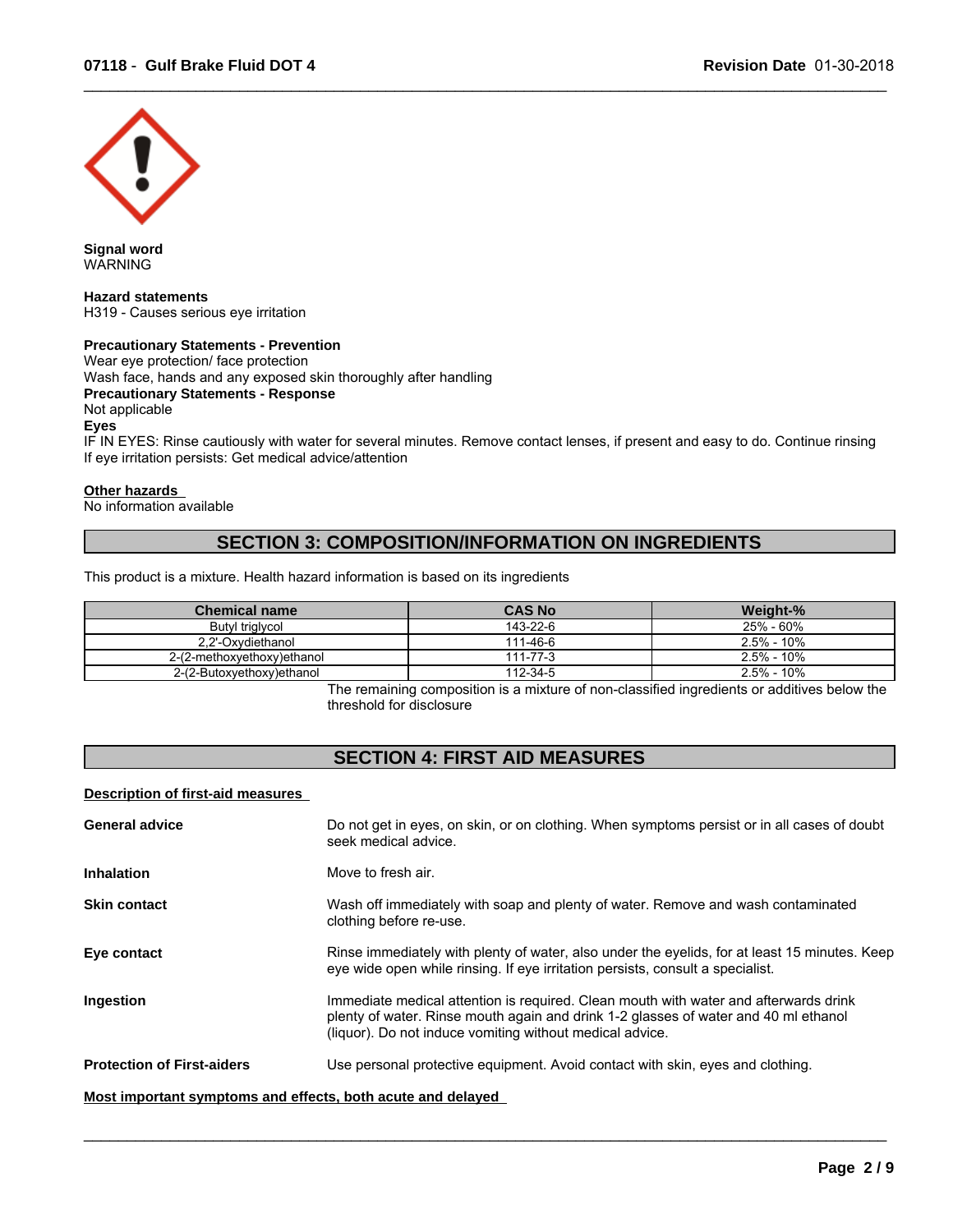**Signal word**
WARNING

**Hazard statements**
H319 - Causes serious eye irritation

**Precautionary Statements - Prevention**
Wear eye protection/ face protection
Wash face, hands and any exposed skin thoroughly after handling
**Precautionary Statements - Response**
Not applicable
**Eyes**
IF IN EYES: Rinse cautiously with water for several minutes. Remove contact lenses, if present and easy to do. Continue rinsing
If eye irritation persists: Get medical advice/attention

**Other hazards**
No information available

## SECTION 3: COMPOSITION/INFORMATION ON INGREDIENTS

This product is a mixture. Health hazard information is based on its ingredients

| Chemical name | CAS No | Weight-% |
|---|---|---|
| Butyl triglycol | 143-22-6 | 25% - 60% |
| 2,2'-Oxydiethanol | 111-46-6 | 2.5% - 10% |
| 2-(2-methoxyethoxy)ethanol | 111-77-3 | 2.5% - 10% |
| 2-(2-Butoxyethoxy)ethanol | 112-34-5 | 2.5% - 10% |

The remaining composition is a mixture of non-classified ingredients or additives below the threshold for disclosure

## SECTION 4: FIRST AID MEASURES

**Description of first-aid measures**

**General advice** Do not get in eyes, on skin, or on clothing. When symptoms persist or in all cases of doubt seek medical advice.

**Inhalation** Move to fresh air.

**Skin contact** Wash off immediately with soap and plenty of water. Remove and wash contaminated clothing before re-use.

**Eye contact** Rinse immediately with plenty of water, also under the eyelids, for at least 15 minutes. Keep eye wide open while rinsing. If eye irritation persists, consult a specialist.

**Ingestion** Immediate medical attention is required. Clean mouth with water and afterwards drink plenty of water. Rinse mouth again and drink 1-2 glasses of water and 40 ml ethanol (liquor). Do not induce vomiting without medical advice.

**Protection of First-aiders** Use personal protective equipment. Avoid contact with skin, eyes and clothing.

**Most important symptoms and effects, both acute and delayed**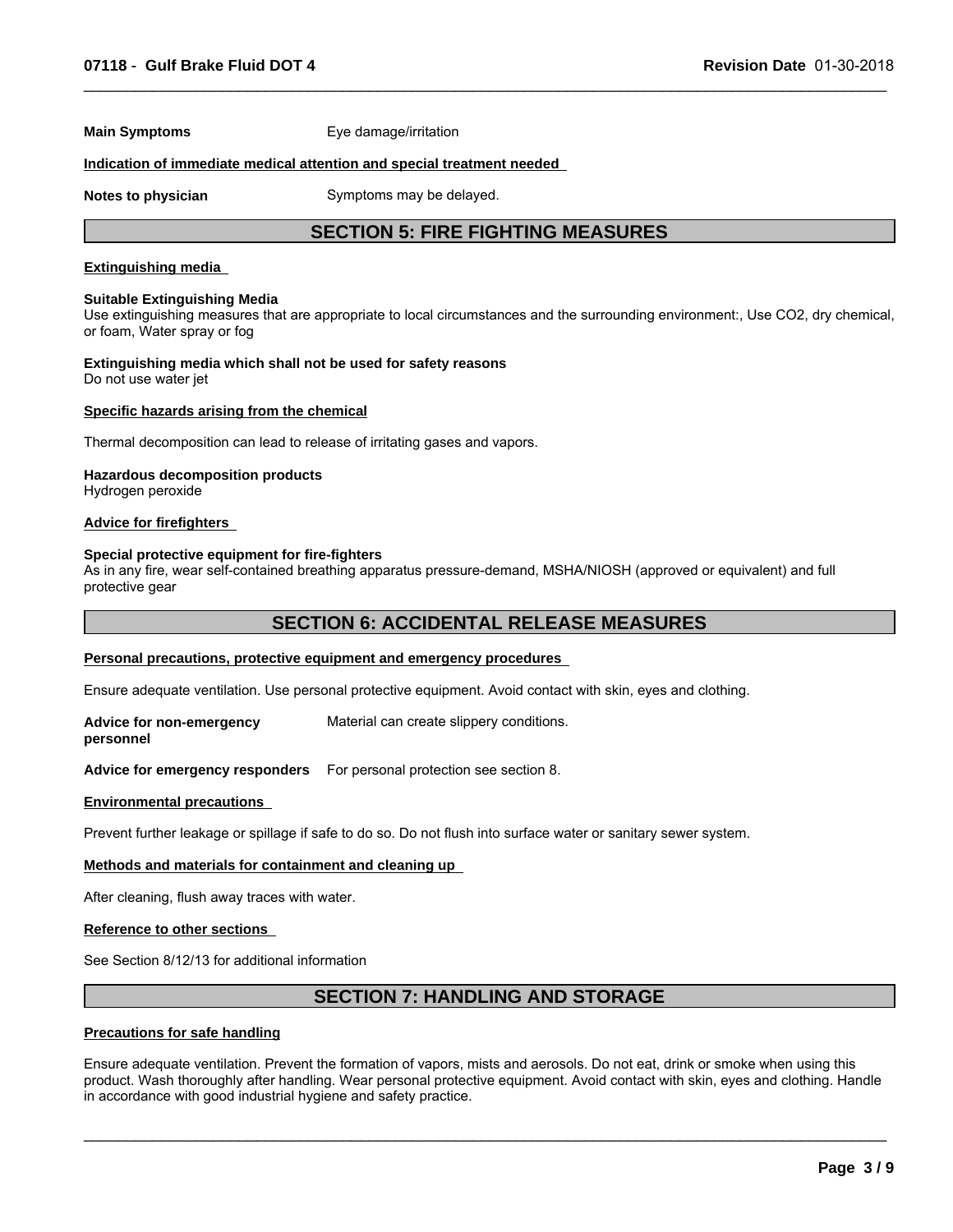**Main Symptoms** Eye damage/irritation

**Indication of immediate medical attention and special treatment needed**

**Notes to physician** Symptoms may be delayed.

## SECTION 5: FIRE FIGHTING MEASURES

**Extinguishing media**

**Suitable Extinguishing Media**
Use extinguishing measures that are appropriate to local circumstances and the surrounding environment:, Use $CO_2$, dry chemical, or foam, Water spray or fog

**Extinguishing media which shall not be used for safety reasons**
Do not use water jet

**Specific hazards arising from the chemical**

Thermal decomposition can lead to release of irritating gases and vapors.

**Hazardous decomposition products**
Hydrogen peroxide

**Advice for firefighters**

**Special protective equipment for fire-fighters**
As in any fire, wear self-contained breathing apparatus pressure-demand, MSHA/NIOSH (approved or equivalent) and full protective gear

## SECTION 6: ACCIDENTAL RELEASE MEASURES

**Personal precautions, protective equipment and emergency procedures**

Ensure adequate ventilation. Use personal protective equipment. Avoid contact with skin, eyes and clothing.

**Advice for non-emergency personnel** Material can create slippery conditions.

**Advice for emergency responders** For personal protection see section 8.

**Environmental precautions**

Prevent further leakage or spillage if safe to do so. Do not flush into surface water or sanitary sewer system.

**Methods and materials for containment and cleaning up**

After cleaning, flush away traces with water.

**Reference to other sections**

See Section 8/12/13 for additional information

## SECTION 7: HANDLING AND STORAGE

**Precautions for safe handling**

Ensure adequate ventilation. Prevent the formation of vapors, mists and aerosols. Do not eat, drink or smoke when using this product. Wash thoroughly after handling. Wear personal protective equipment. Avoid contact with skin, eyes and clothing. Handle in accordance with good industrial hygiene and safety practice.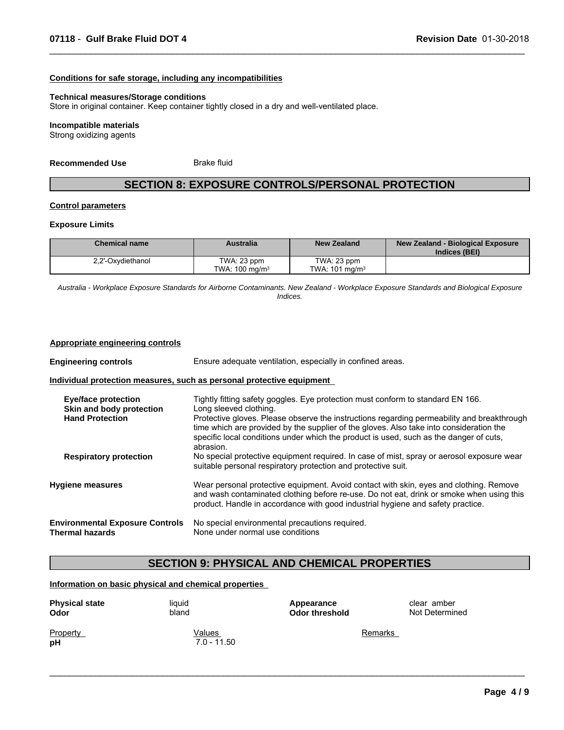#### Conditions for safe storage, including any incompatibilities

**Technical measures/Storage conditions**
Store in original container. Keep container tightly closed in a dry and well-ventilated place.

**Incompatible materials**
Strong oxidizing agents

**Recommended Use** Brake fluid

## SECTION 8: EXPOSURE CONTROLS/PERSONAL PROTECTION

#### Control parameters

**Exposure Limits**

| Chemical name | Australia | New Zealand | New Zealand - Biological Exposure Indices (BEI) |
| --- | --- | --- | --- |
| 2,2'-Oxydiethanol | TWA: 23 ppm<br>TWA: 100 mg/m³ | TWA: 23 ppm<br>TWA: 101 mg/m³ | |

*Australia - Workplace Exposure Standards for Airborne Contaminants. New Zealand - Workplace Exposure Standards and Biological Exposure Indices.*

#### Appropriate engineering controls

**Engineering controls** Ensure adequate ventilation, especially in confined areas.

#### Individual protection measures, such as personal protective equipment

**Eye/face protection** Tightly fitting safety goggles. Eye protection must conform to standard EN 166.

**Skin and body protection** Long sleeved clothing.

**Hand Protection** Protective gloves. Please observe the instructions regarding permeability and breakthrough time which are provided by the supplier of the gloves. Also take into consideration the specific local conditions under which the product is used, such as the danger of cuts, abrasion.

**Respiratory protection** No special protective equipment required. In case of mist, spray or aerosol exposure wear suitable personal respiratory protection and protective suit.

**Hygiene measures** Wear personal protective equipment. Avoid contact with skin, eyes and clothing. Remove and wash contaminated clothing before re-use. Do not eat, drink or smoke when using this product. Handle in accordance with good industrial hygiene and safety practice.

**Environmental Exposure Controls** No special environmental precautions required.

**Thermal hazards** None under normal use conditions

## SECTION 9: PHYSICAL AND CHEMICAL PROPERTIES

#### Information on basic physical and chemical properties

**Physical state** liquid
**Odor** bland
**Appearance** clear amber
**Odor threshold** Not Determined

| Property | Values | Remarks |
| --- | --- | --- |
| **pH** | 7.0 - 11.50 | |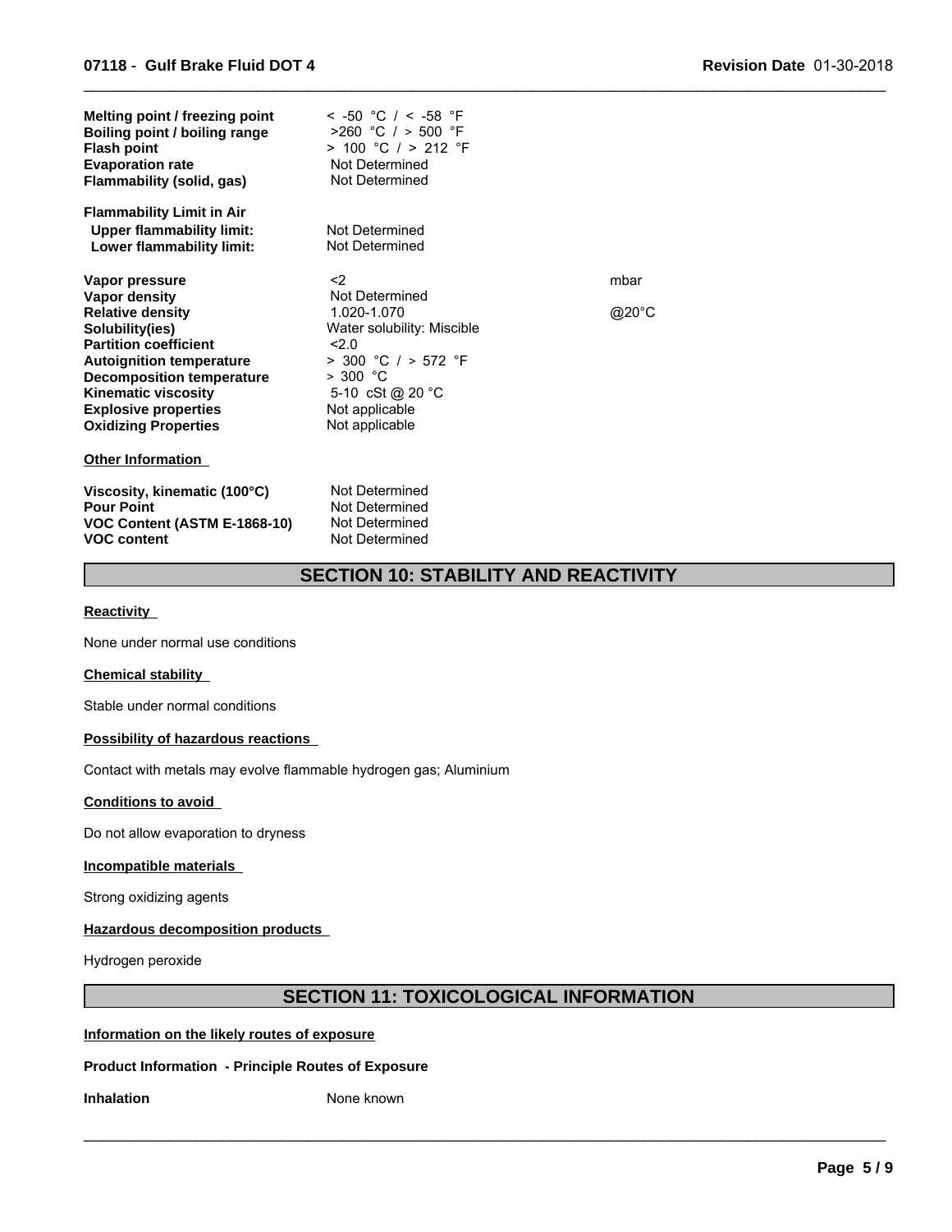| | | |
|---|---|---|
| **Melting point / freezing point** | < -50 °C / < -58 °F | |
| **Boiling point / boiling range** | >260 °C / > 500 °F | |
| **Flash point** | > 100 °C / > 212 °F | |
| **Evaporation rate** | Not Determined | |
| **Flammability (solid, gas)** | Not Determined | |
| **Flammability Limit in Air** | | |
| **Upper flammability limit:** | Not Determined | |
| **Lower flammability limit:** | Not Determined | |
| **Vapor pressure** | <2 | mbar |
| **Vapor density** | Not Determined | |
| **Relative density** | 1.020-1.070 | @20°C |
| **Solubility(ies)** | Water solubility: Miscible | |
| **Partition coefficient** | <2.0 | |
| **Autoignition temperature** | > 300 °C / > 572 °F | |
| **Decomposition temperature** | > 300 °C | |
| **Kinematic viscosity** | 5-10 cSt @ 20 °C | |
| **Explosive properties** | Not applicable | |
| **Oxidizing Properties** | Not applicable | |

**Other Information**

| | |
|---|---|
| **Viscosity, kinematic (100°C)** | Not Determined |
| **Pour Point** | Not Determined |
| **VOC Content (ASTM E-1868-10)** | Not Determined |
| **VOC content** | Not Determined |

## SECTION 10: STABILITY AND REACTIVITY

**Reactivity**

None under normal use conditions

**Chemical stability**

Stable under normal conditions

**Possibility of hazardous reactions**

Contact with metals may evolve flammable hydrogen gas; Aluminium

**Conditions to avoid**

Do not allow evaporation to dryness

**Incompatible materials**

Strong oxidizing agents

**Hazardous decomposition products**

Hydrogen peroxide

## SECTION 11: TOXICOLOGICAL INFORMATION

**Information on the likely routes of exposure**

**Product Information - Principle Routes of Exposure**

**Inhalation** None known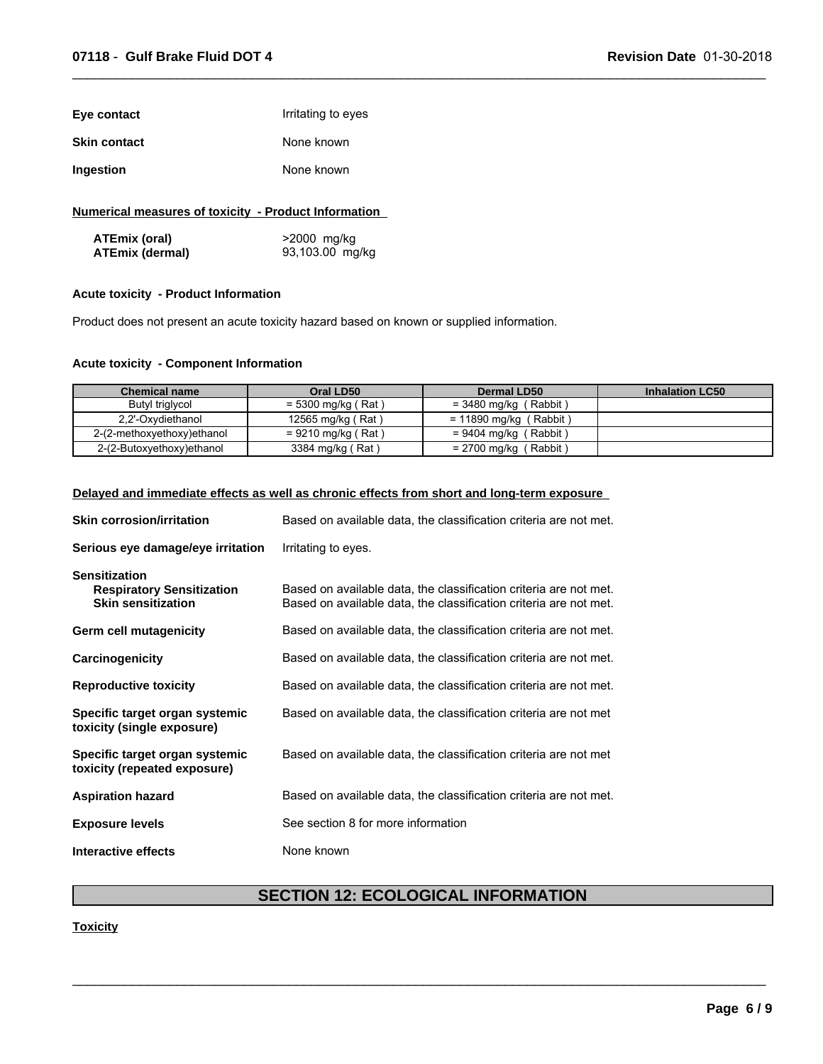**Eye contact** Irritating to eyes

**Skin contact** None known

**Ingestion** None known

**Numerical measures of toxicity - Product Information**

**ATEmix (oral)** >2000 mg/kg
**ATEmix (dermal)** 93,103.00 mg/kg

**Acute toxicity - Product Information**

Product does not present an acute toxicity hazard based on known or supplied information.

**Acute toxicity - Component Information**

| Chemical name | Oral LD50 | Dermal LD50 | Inhalation LC50 |
|---|---|---|---|
| Butyl triglycol | = 5300 mg/kg ( Rat ) | = 3480 mg/kg ( Rabbit ) | |
| 2,2'-Oxydiethanol | 12565 mg/kg ( Rat ) | = 11890 mg/kg ( Rabbit ) | |
| 2-(2-methoxyethoxy)ethanol | = 9210 mg/kg ( Rat ) | = 9404 mg/kg ( Rabbit ) | |
| 2-(2-Butoxyethoxy)ethanol | 3384 mg/kg ( Rat ) | = 2700 mg/kg ( Rabbit ) | |

**Delayed and immediate effects as well as chronic effects from short and long-term exposure**

**Skin corrosion/irritation** Based on available data, the classification criteria are not met.

**Serious eye damage/eye irritation** Irritating to eyes.

**Sensitization**
**Respiratory Sensitization** Based on available data, the classification criteria are not met.
**Skin sensitization** Based on available data, the classification criteria are not met.

**Germ cell mutagenicity** Based on available data, the classification criteria are not met.

**Carcinogenicity** Based on available data, the classification criteria are not met.

**Reproductive toxicity** Based on available data, the classification criteria are not met.

**Specific target organ systemic toxicity (single exposure)** Based on available data, the classification criteria are not met

**Specific target organ systemic toxicity (repeated exposure)** Based on available data, the classification criteria are not met

**Aspiration hazard** Based on available data, the classification criteria are not met.

**Exposure levels** See section 8 for more information

**Interactive effects** None known

## SECTION 12: ECOLOGICAL INFORMATION

**Toxicity**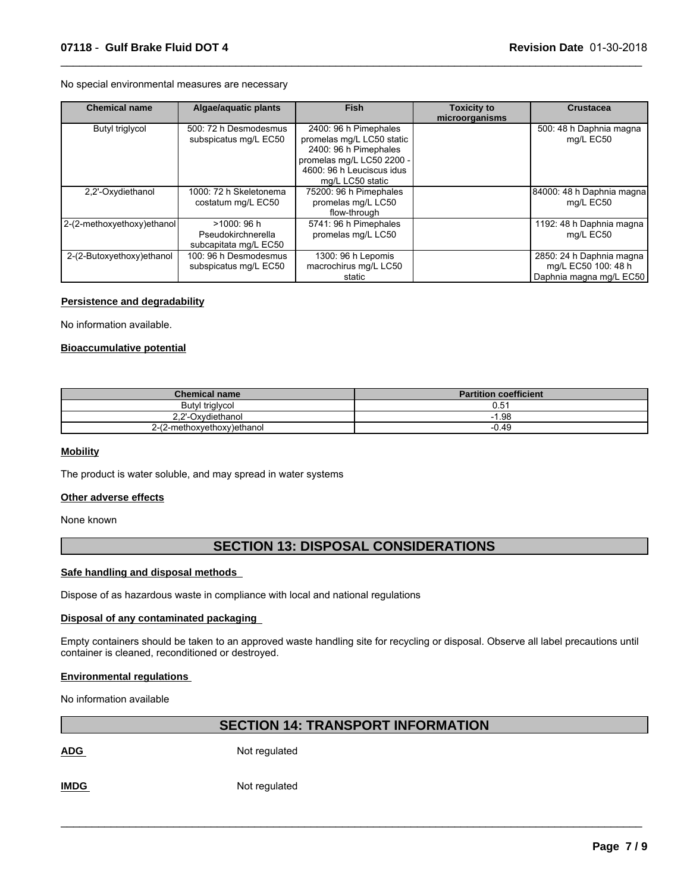No special environmental measures are necessary

| Chemical name | Algae/aquatic plants | Fish | Toxicity to microorganisms | Crustacea |
|---|---|---|---|---|
| Butyl triglycol | 500: 72 h Desmodesmus subspicatus mg/L EC50 | 2400: 96 h Pimephales promelas mg/L LC50 static 2400: 96 h Pimephales promelas mg/L LC50 2200 - 4600: 96 h Leuciscus idus mg/L LC50 static | | 500: 48 h Daphnia magna mg/L EC50 |
| 2,2'-Oxydiethanol | 1000: 72 h Skeletonema costatum mg/L EC50 | 75200: 96 h Pimephales promelas mg/L LC50 flow-through | | 84000: 48 h Daphnia magna mg/L EC50 |
| 2-(2-methoxyethoxy)ethanol | >1000: 96 h Pseudokirchnerella subcapitata mg/L EC50 | 5741: 96 h Pimephales promelas mg/L LC50 | | 1192: 48 h Daphnia magna mg/L EC50 |
| 2-(2-Butoxyethoxy)ethanol | 100: 96 h Desmodesmus subspicatus mg/L EC50 | 1300: 96 h Lepomis macrochirus mg/L LC50 static | | 2850: 24 h Daphnia magna mg/L EC50 100: 48 h Daphnia magna mg/L EC50 |

**Persistence and degradability**

No information available.

**Bioaccumulative potential**

| Chemical name | Partition coefficient |
|---|---|
| Butyl triglycol | 0.51 |
| 2,2'-Oxydiethanol | -1.98 |
| 2-(2-methoxyethoxy)ethanol | -0.49 |

**Mobility**

The product is water soluble, and may spread in water systems

**Other adverse effects**

None known

## SECTION 13: DISPOSAL CONSIDERATIONS

**Safe handling and disposal methods**

Dispose of as hazardous waste in compliance with local and national regulations

**Disposal of any contaminated packaging**

Empty containers should be taken to an approved waste handling site for recycling or disposal. Observe all label precautions until container is cleaned, reconditioned or destroyed.

**Environmental regulations**

No information available

## SECTION 14: TRANSPORT INFORMATION

**ADG** Not regulated

**IMDG** Not regulated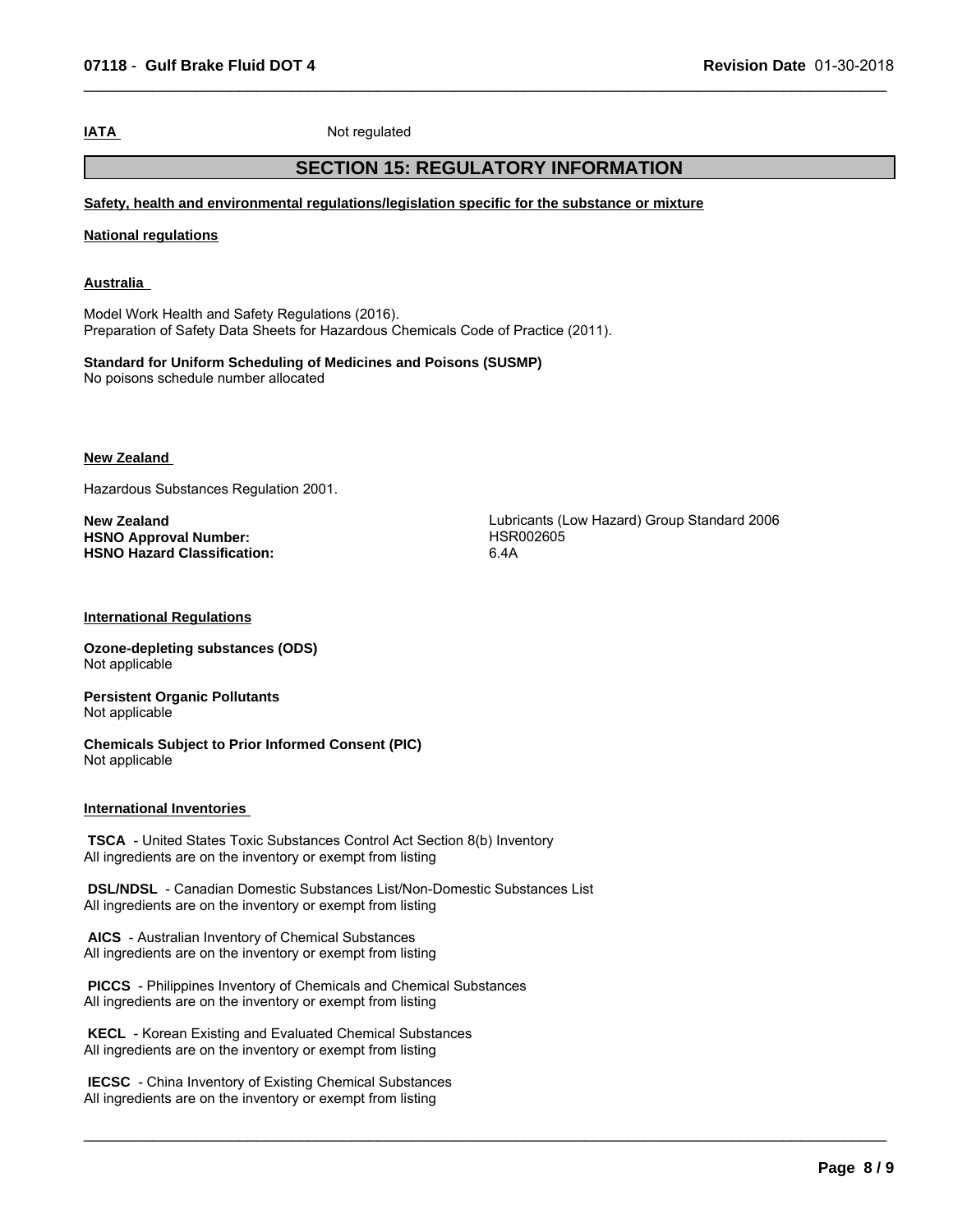**IATA** Not regulated

## SECTION 15: REGULATORY INFORMATION

**Safety, health and environmental regulations/legislation specific for the substance or mixture**

**National regulations**

**Australia**

Model Work Health and Safety Regulations (2016).
Preparation of Safety Data Sheets for Hazardous Chemicals Code of Practice (2011).

**Standard for Uniform Scheduling of Medicines and Poisons (SUSMP)**
No poisons schedule number allocated

**New Zealand**

Hazardous Substances Regulation 2001.

| | |
|---|---|
| **New Zealand** | Lubricants (Low Hazard) Group Standard 2006 |
| **HSNO Approval Number:** | HSR002605 |
| **HSNO Hazard Classification:** | 6.4A |

**International Regulations**

**Ozone-depleting substances (ODS)**
Not applicable

**Persistent Organic Pollutants**
Not applicable

**Chemicals Subject to Prior Informed Consent (PIC)**
Not applicable

**International Inventories**

**TSCA** - United States Toxic Substances Control Act Section 8(b) Inventory
All ingredients are on the inventory or exempt from listing

**DSL/NDSL** - Canadian Domestic Substances List/Non-Domestic Substances List
All ingredients are on the inventory or exempt from listing

**AICS** - Australian Inventory of Chemical Substances
All ingredients are on the inventory or exempt from listing

**PICCS** - Philippines Inventory of Chemicals and Chemical Substances
All ingredients are on the inventory or exempt from listing

**KECL** - Korean Existing and Evaluated Chemical Substances
All ingredients are on the inventory or exempt from listing

**IECSC** - China Inventory of Existing Chemical Substances
All ingredients are on the inventory or exempt from listing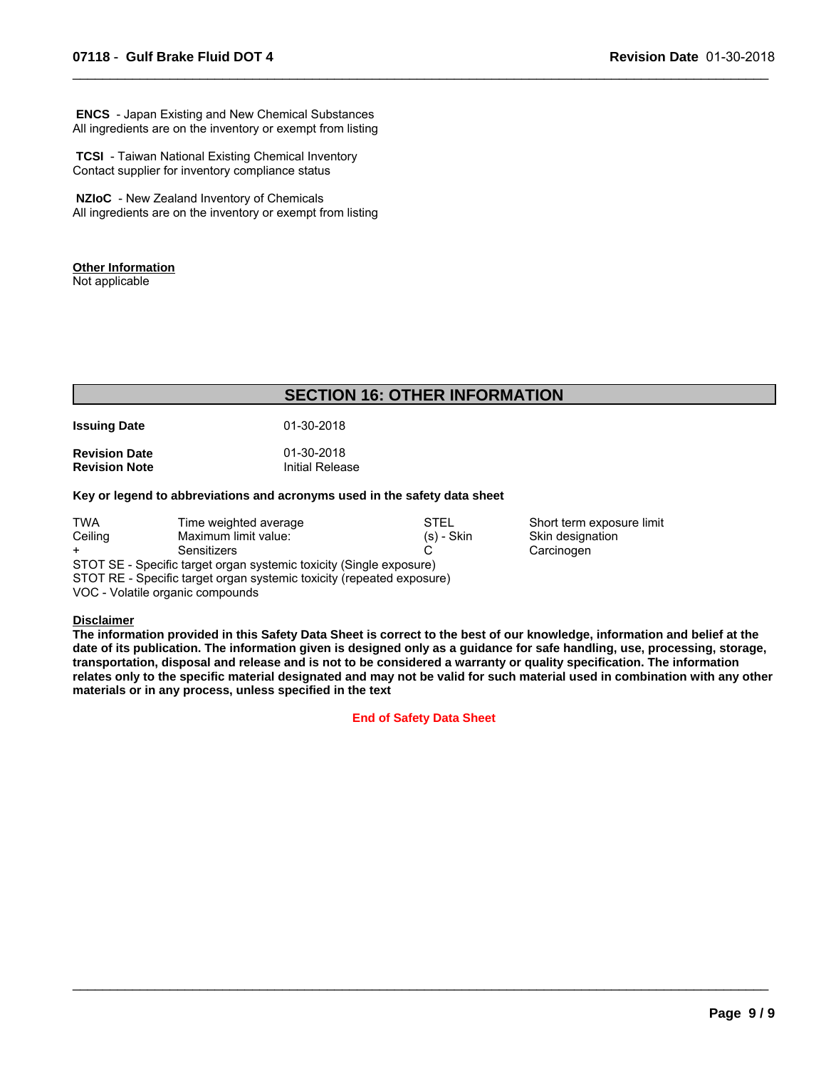**ENCS** - Japan Existing and New Chemical Substances
All ingredients are on the inventory or exempt from listing

**TCSI** - Taiwan National Existing Chemical Inventory
Contact supplier for inventory compliance status

**NZIoC** - New Zealand Inventory of Chemicals
All ingredients are on the inventory or exempt from listing

**Other Information**
Not applicable

## SECTION 16: OTHER INFORMATION

**Issuing Date** 01-30-2018

**Revision Date** 01-30-2018
**Revision Note** Initial Release

**Key or legend to abbreviations and acronyms used in the safety data sheet**

| | | | |
|---|---|---|---|
| TWA | Time weighted average | STEL | Short term exposure limit |
| Ceiling | Maximum limit value: | (s) - Skin | Skin designation |
| + | Sensitizers | C | Carcinogen |

STOT SE - Specific target organ systemic toxicity (Single exposure)
STOT RE - Specific target organ systemic toxicity (repeated exposure)
VOC - Volatile organic compounds

**Disclaimer**
**The information provided in this Safety Data Sheet is correct to the best of our knowledge, information and belief at the date of its publication. The information given is designed only as a guidance for safe handling, use, processing, storage, transportation, disposal and release and is not to be considered a warranty or quality specification. The information relates only to the specific material designated and may not be valid for such material used in combination with any other materials or in any process, unless specified in the text**

**End of Safety Data Sheet**